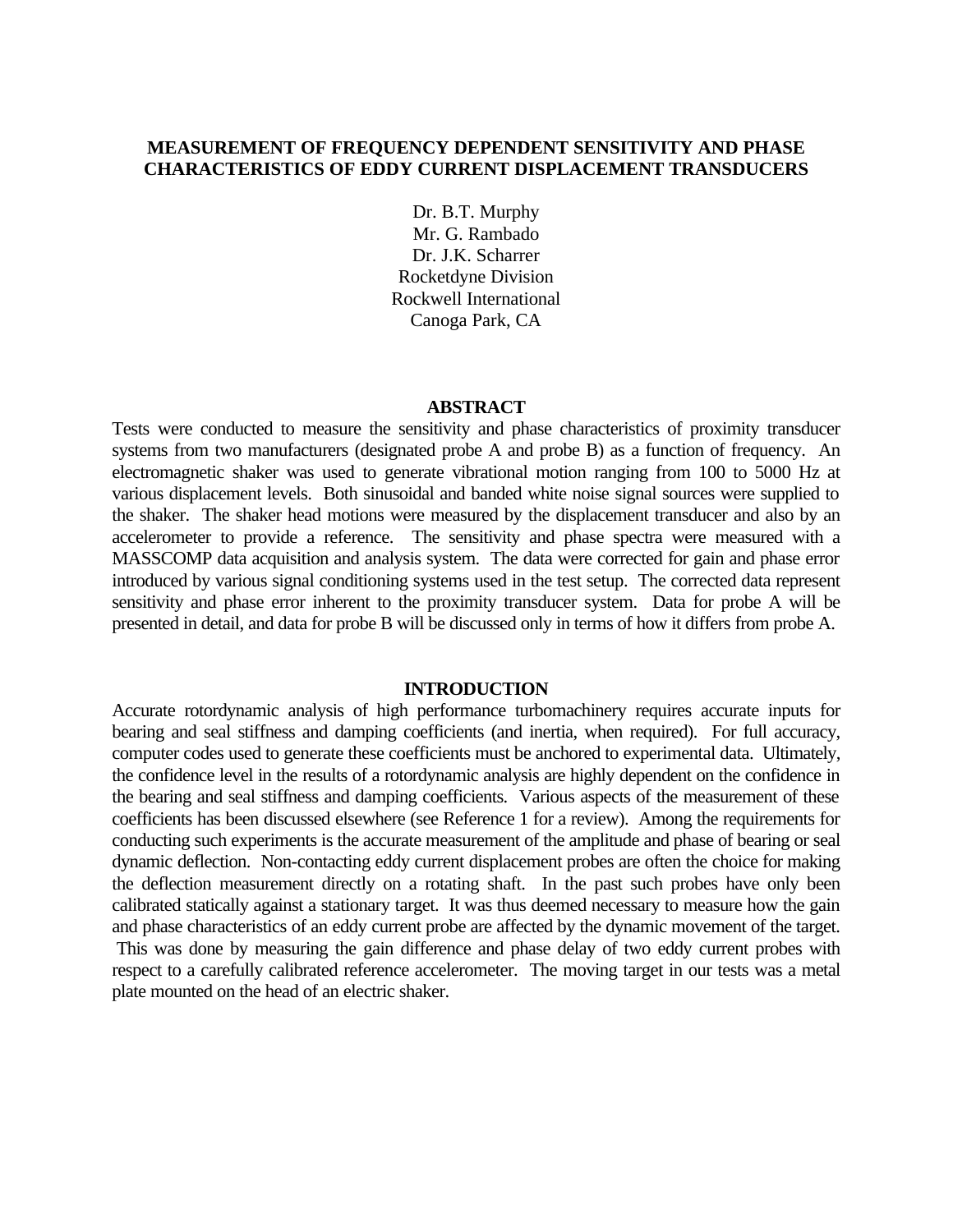# MEASUREMENT OF FREQUENCY DEPENDENT SENSITIVITY AND PHASE CHARACTERISTICS OF EDDY CURRENT DISPLACEMENT TRANSDUCERS

Dr. B.T. Murphy
Mr. G. Rambado
Dr. J.K. Scharrer
Rocketdyne Division
Rockwell International
Canoga Park, CA

## ABSTRACT

Tests were conducted to measure the sensitivity and phase characteristics of proximity transducer systems from two manufacturers (designated probe A and probe B) as a function of frequency. An electromagnetic shaker was used to generate vibrational motion ranging from 100 to 5000 Hz at various displacement levels. Both sinusoidal and banded white noise signal sources were supplied to the shaker. The shaker head motions were measured by the displacement transducer and also by an accelerometer to provide a reference. The sensitivity and phase spectra were measured with a MASSCOMP data acquisition and analysis system. The data were corrected for gain and phase error introduced by various signal conditioning systems used in the test setup. The corrected data represent sensitivity and phase error inherent to the proximity transducer system. Data for probe A will be presented in detail, and data for probe B will be discussed only in terms of how it differs from probe A.

## INTRODUCTION

Accurate rotordynamic analysis of high performance turbomachinery requires accurate inputs for bearing and seal stiffness and damping coefficients (and inertia, when required). For full accuracy, computer codes used to generate these coefficients must be anchored to experimental data. Ultimately, the confidence level in the results of a rotordynamic analysis are highly dependent on the confidence in the bearing and seal stiffness and damping coefficients. Various aspects of the measurement of these coefficients has been discussed elsewhere (see Reference 1 for a review). Among the requirements for conducting such experiments is the accurate measurement of the amplitude and phase of bearing or seal dynamic deflection. Non-contacting eddy current displacement probes are often the choice for making the deflection measurement directly on a rotating shaft. In the past such probes have only been calibrated statically against a stationary target. It was thus deemed necessary to measure how the gain and phase characteristics of an eddy current probe are affected by the dynamic movement of the target. This was done by measuring the gain difference and phase delay of two eddy current probes with respect to a carefully calibrated reference accelerometer. The moving target in our tests was a metal plate mounted on the head of an electric shaker.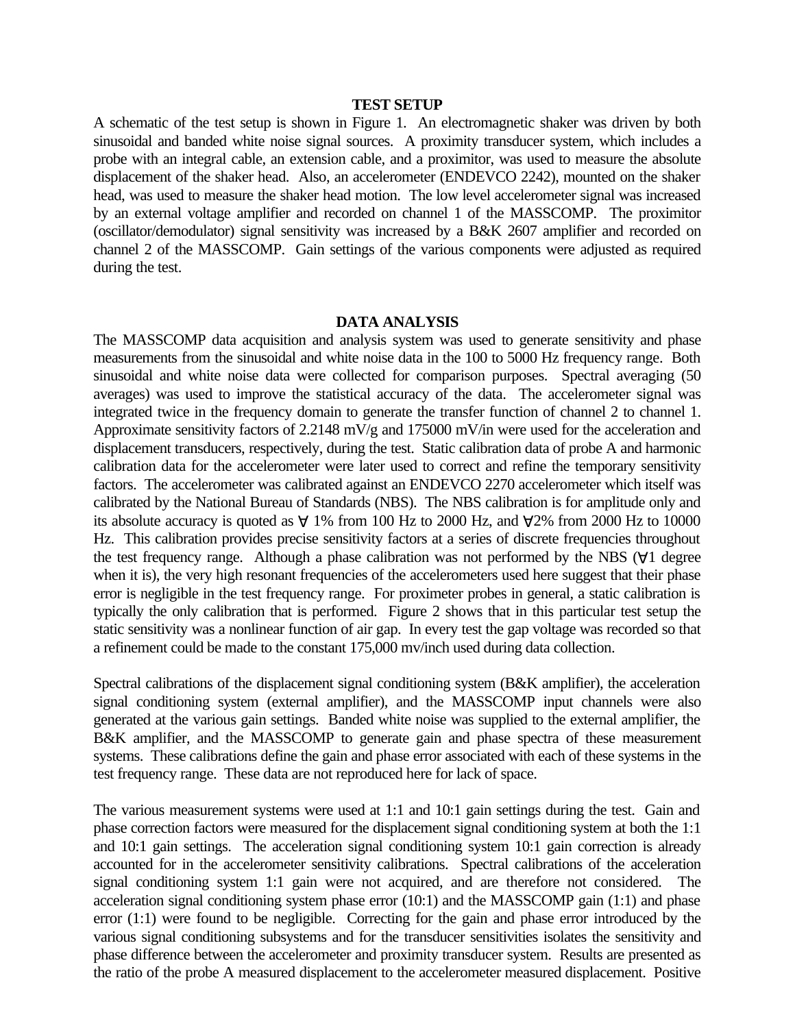## TEST SETUP

A schematic of the test setup is shown in Figure 1. An electromagnetic shaker was driven by both sinusoidal and banded white noise signal sources. A proximity transducer system, which includes a probe with an integral cable, an extension cable, and a proximitor, was used to measure the absolute displacement of the shaker head. Also, an accelerometer (ENDEVCO 2242), mounted on the shaker head, was used to measure the shaker head motion. The low level accelerometer signal was increased by an external voltage amplifier and recorded on channel 1 of the MASSCOMP. The proximitor (oscillator/demodulator) signal sensitivity was increased by a B&K 2607 amplifier and recorded on channel 2 of the MASSCOMP. Gain settings of the various components were adjusted as required during the test.

## DATA ANALYSIS

The MASSCOMP data acquisition and analysis system was used to generate sensitivity and phase measurements from the sinusoidal and white noise data in the 100 to 5000 Hz frequency range. Both sinusoidal and white noise data were collected for comparison purposes. Spectral averaging (50 averages) was used to improve the statistical accuracy of the data. The accelerometer signal was integrated twice in the frequency domain to generate the transfer function of channel 2 to channel 1. Approximate sensitivity factors of 2.2148 mV/g and 175000 mV/in were used for the acceleration and displacement transducers, respectively, during the test. Static calibration data of probe A and harmonic calibration data for the accelerometer were later used to correct and refine the temporary sensitivity factors. The accelerometer was calibrated against an ENDEVCO 2270 accelerometer which itself was calibrated by the National Bureau of Standards (NBS). The NBS calibration is for amplitude only and its absolute accuracy is quoted as ∀ 1% from 100 Hz to 2000 Hz, and ∀2% from 2000 Hz to 10000 Hz. This calibration provides precise sensitivity factors at a series of discrete frequencies throughout the test frequency range. Although a phase calibration was not performed by the NBS (∀1 degree when it is), the very high resonant frequencies of the accelerometers used here suggest that their phase error is negligible in the test frequency range. For proximeter probes in general, a static calibration is typically the only calibration that is performed. Figure 2 shows that in this particular test setup the static sensitivity was a nonlinear function of air gap. In every test the gap voltage was recorded so that a refinement could be made to the constant 175,000 mv/inch used during data collection.

Spectral calibrations of the displacement signal conditioning system (B&K amplifier), the acceleration signal conditioning system (external amplifier), and the MASSCOMP input channels were also generated at the various gain settings. Banded white noise was supplied to the external amplifier, the B&K amplifier, and the MASSCOMP to generate gain and phase spectra of these measurement systems. These calibrations define the gain and phase error associated with each of these systems in the test frequency range. These data are not reproduced here for lack of space.

The various measurement systems were used at 1:1 and 10:1 gain settings during the test. Gain and phase correction factors were measured for the displacement signal conditioning system at both the 1:1 and 10:1 gain settings. The acceleration signal conditioning system 10:1 gain correction is already accounted for in the accelerometer sensitivity calibrations. Spectral calibrations of the acceleration signal conditioning system 1:1 gain were not acquired, and are therefore not considered. The acceleration signal conditioning system phase error (10:1) and the MASSCOMP gain (1:1) and phase error (1:1) were found to be negligible. Correcting for the gain and phase error introduced by the various signal conditioning subsystems and for the transducer sensitivities isolates the sensitivity and phase difference between the accelerometer and proximity transducer system. Results are presented as the ratio of the probe A measured displacement to the accelerometer measured displacement. Positive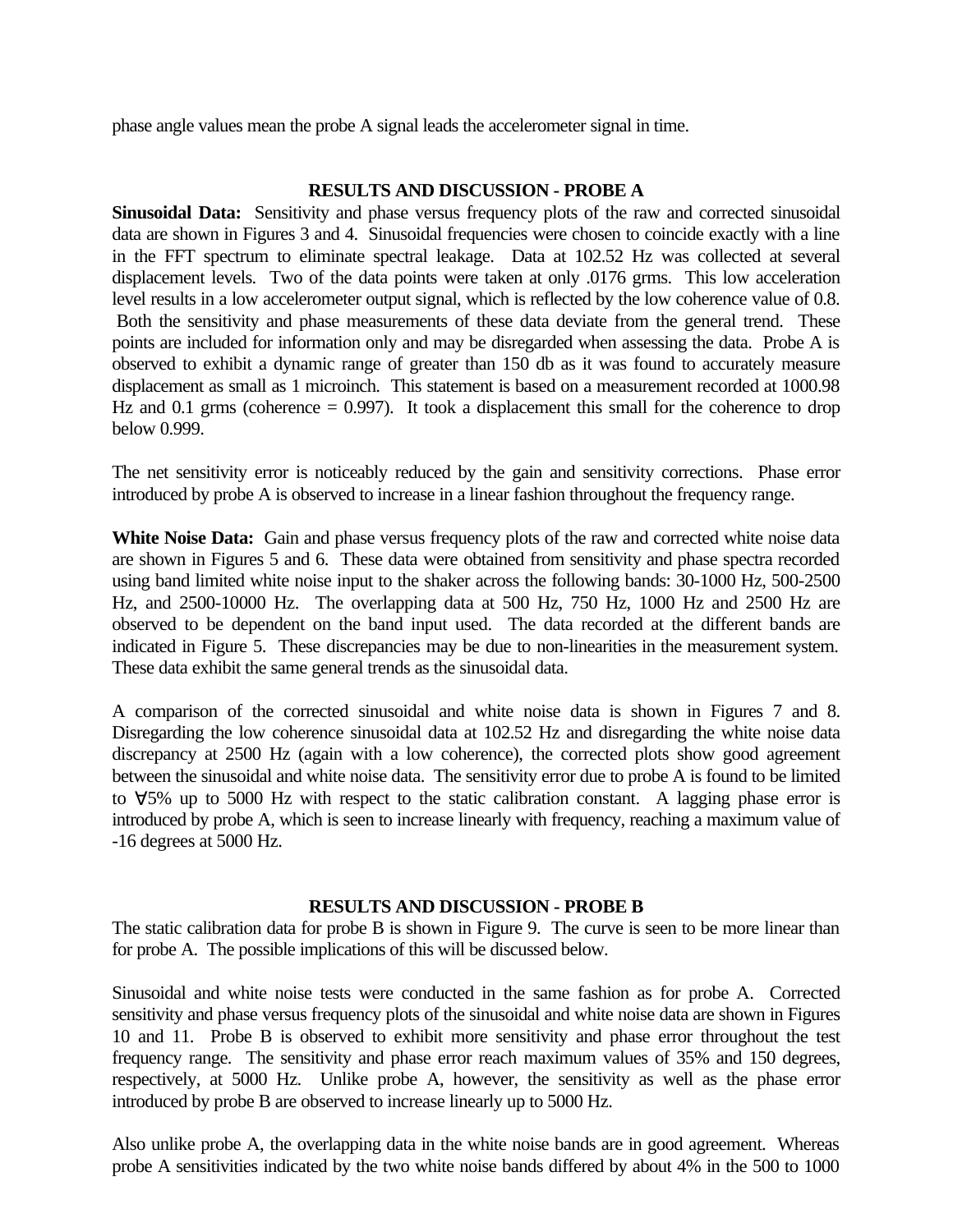phase angle values mean the probe A signal leads the accelerometer signal in time.

## RESULTS AND DISCUSSION - PROBE A

**Sinusoidal Data:** Sensitivity and phase versus frequency plots of the raw and corrected sinusoidal data are shown in Figures 3 and 4. Sinusoidal frequencies were chosen to coincide exactly with a line in the FFT spectrum to eliminate spectral leakage. Data at 102.52 Hz was collected at several displacement levels. Two of the data points were taken at only .0176 grms. This low acceleration level results in a low accelerometer output signal, which is reflected by the low coherence value of 0.8. Both the sensitivity and phase measurements of these data deviate from the general trend. These points are included for information only and may be disregarded when assessing the data. Probe A is observed to exhibit a dynamic range of greater than 150 db as it was found to accurately measure displacement as small as 1 microinch. This statement is based on a measurement recorded at 1000.98 Hz and 0.1 grms (coherence = 0.997). It took a displacement this small for the coherence to drop below 0.999.

The net sensitivity error is noticeably reduced by the gain and sensitivity corrections. Phase error introduced by probe A is observed to increase in a linear fashion throughout the frequency range.

**White Noise Data:** Gain and phase versus frequency plots of the raw and corrected white noise data are shown in Figures 5 and 6. These data were obtained from sensitivity and phase spectra recorded using band limited white noise input to the shaker across the following bands: 30-1000 Hz, 500-2500 Hz, and 2500-10000 Hz. The overlapping data at 500 Hz, 750 Hz, 1000 Hz and 2500 Hz are observed to be dependent on the band input used. The data recorded at the different bands are indicated in Figure 5. These discrepancies may be due to non-linearities in the measurement system. These data exhibit the same general trends as the sinusoidal data.

A comparison of the corrected sinusoidal and white noise data is shown in Figures 7 and 8. Disregarding the low coherence sinusoidal data at 102.52 Hz and disregarding the white noise data discrepancy at 2500 Hz (again with a low coherence), the corrected plots show good agreement between the sinusoidal and white noise data. The sensitivity error due to probe A is found to be limited to ±5% up to 5000 Hz with respect to the static calibration constant. A lagging phase error is introduced by probe A, which is seen to increase linearly with frequency, reaching a maximum value of -16 degrees at 5000 Hz.

## RESULTS AND DISCUSSION - PROBE B

The static calibration data for probe B is shown in Figure 9. The curve is seen to be more linear than for probe A. The possible implications of this will be discussed below.

Sinusoidal and white noise tests were conducted in the same fashion as for probe A. Corrected sensitivity and phase versus frequency plots of the sinusoidal and white noise data are shown in Figures 10 and 11. Probe B is observed to exhibit more sensitivity and phase error throughout the test frequency range. The sensitivity and phase error reach maximum values of 35% and 150 degrees, respectively, at 5000 Hz. Unlike probe A, however, the sensitivity as well as the phase error introduced by probe B are observed to increase linearly up to 5000 Hz.

Also unlike probe A, the overlapping data in the white noise bands are in good agreement. Whereas probe A sensitivities indicated by the two white noise bands differed by about 4% in the 500 to 1000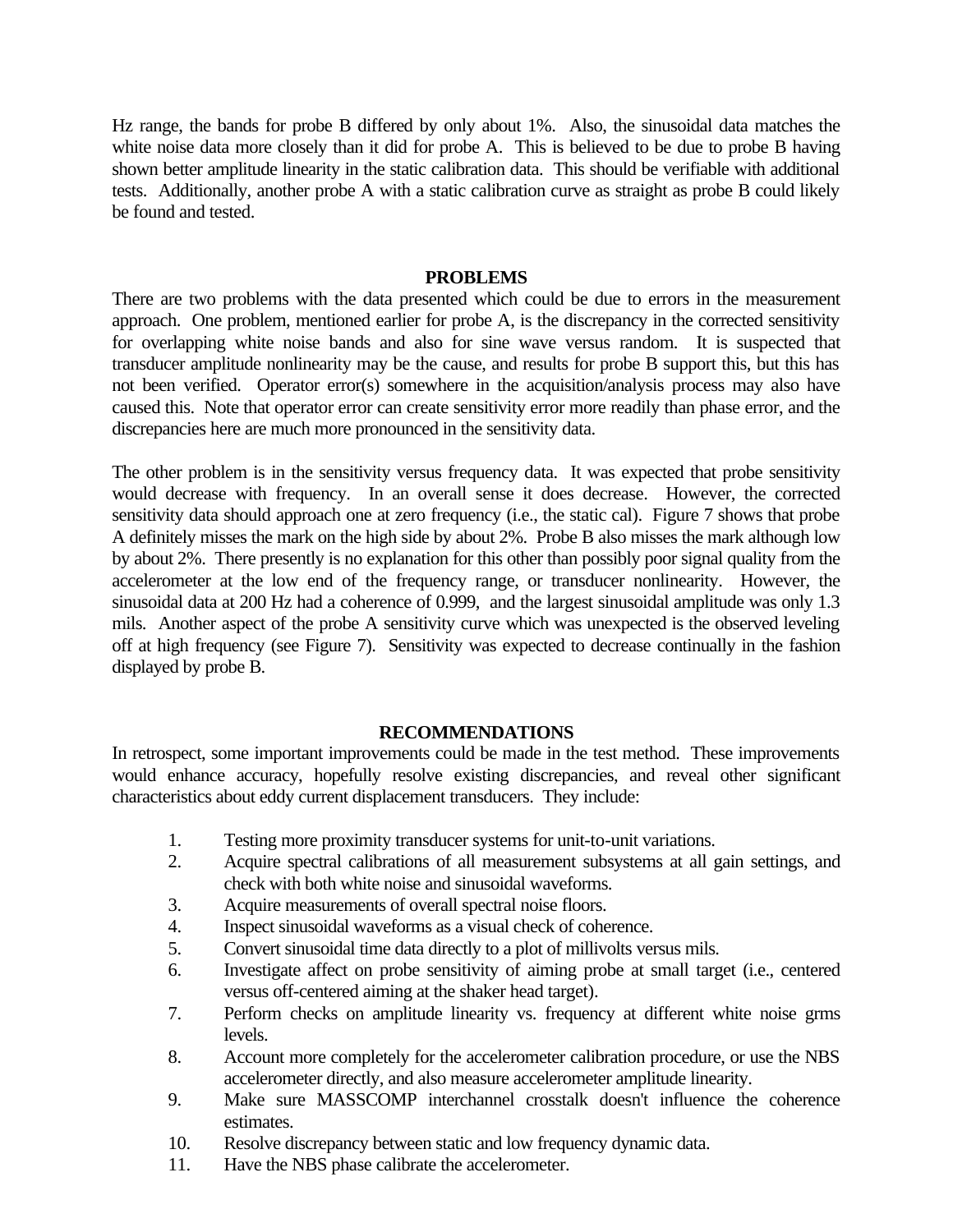Hz range, the bands for probe B differed by only about 1%. Also, the sinusoidal data matches the white noise data more closely than it did for probe A. This is believed to be due to probe B having shown better amplitude linearity in the static calibration data. This should be verifiable with additional tests. Additionally, another probe A with a static calibration curve as straight as probe B could likely be found and tested.

## PROBLEMS

There are two problems with the data presented which could be due to errors in the measurement approach. One problem, mentioned earlier for probe A, is the discrepancy in the corrected sensitivity for overlapping white noise bands and also for sine wave versus random. It is suspected that transducer amplitude nonlinearity may be the cause, and results for probe B support this, but this has not been verified. Operator error(s) somewhere in the acquisition/analysis process may also have caused this. Note that operator error can create sensitivity error more readily than phase error, and the discrepancies here are much more pronounced in the sensitivity data.

The other problem is in the sensitivity versus frequency data. It was expected that probe sensitivity would decrease with frequency. In an overall sense it does decrease. However, the corrected sensitivity data should approach one at zero frequency (i.e., the static cal). Figure 7 shows that probe A definitely misses the mark on the high side by about 2%. Probe B also misses the mark although low by about 2%. There presently is no explanation for this other than possibly poor signal quality from the accelerometer at the low end of the frequency range, or transducer nonlinearity. However, the sinusoidal data at 200 Hz had a coherence of 0.999, and the largest sinusoidal amplitude was only 1.3 mils. Another aspect of the probe A sensitivity curve which was unexpected is the observed leveling off at high frequency (see Figure 7). Sensitivity was expected to decrease continually in the fashion displayed by probe B.

## RECOMMENDATIONS

In retrospect, some important improvements could be made in the test method. These improvements would enhance accuracy, hopefully resolve existing discrepancies, and reveal other significant characteristics about eddy current displacement transducers. They include:

1. Testing more proximity transducer systems for unit-to-unit variations.
2. Acquire spectral calibrations of all measurement subsystems at all gain settings, and check with both white noise and sinusoidal waveforms.
3. Acquire measurements of overall spectral noise floors.
4. Inspect sinusoidal waveforms as a visual check of coherence.
5. Convert sinusoidal time data directly to a plot of millivolts versus mils.
6. Investigate affect on probe sensitivity of aiming probe at small target (i.e., centered versus off-centered aiming at the shaker head target).
7. Perform checks on amplitude linearity vs. frequency at different white noise grms levels.
8. Account more completely for the accelerometer calibration procedure, or use the NBS accelerometer directly, and also measure accelerometer amplitude linearity.
9. Make sure MASSCOMP interchannel crosstalk doesn't influence the coherence estimates.
10. Resolve discrepancy between static and low frequency dynamic data.
11. Have the NBS phase calibrate the accelerometer.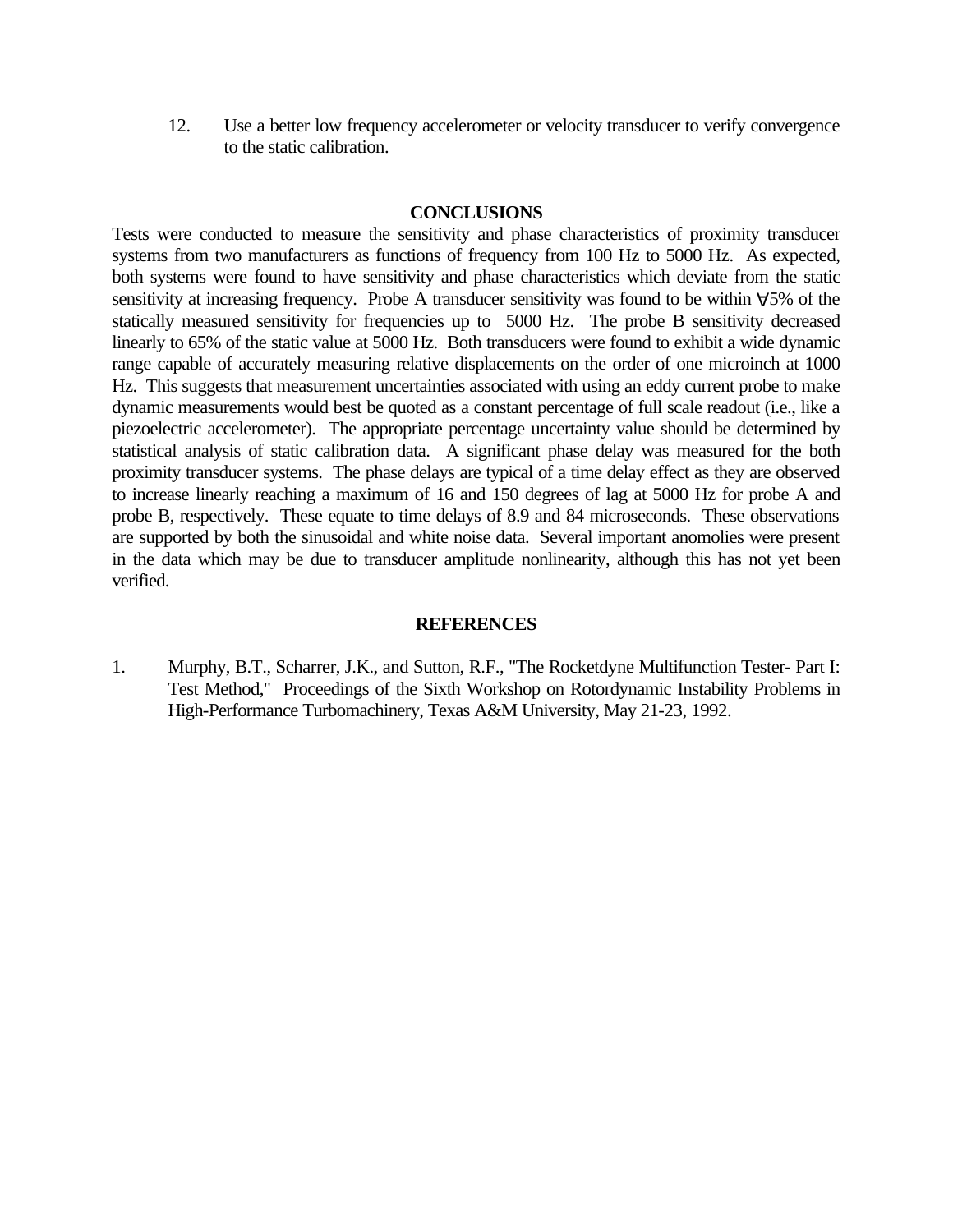12. Use a better low frequency accelerometer or velocity transducer to verify convergence to the static calibration.

## CONCLUSIONS

Tests were conducted to measure the sensitivity and phase characteristics of proximity transducer systems from two manufacturers as functions of frequency from 100 Hz to 5000 Hz. As expected, both systems were found to have sensitivity and phase characteristics which deviate from the static sensitivity at increasing frequency. Probe A transducer sensitivity was found to be within ∀5% of the statically measured sensitivity for frequencies up to 5000 Hz. The probe B sensitivity decreased linearly to 65% of the static value at 5000 Hz. Both transducers were found to exhibit a wide dynamic range capable of accurately measuring relative displacements on the order of one microinch at 1000 Hz. This suggests that measurement uncertainties associated with using an eddy current probe to make dynamic measurements would best be quoted as a constant percentage of full scale readout (i.e., like a piezoelectric accelerometer). The appropriate percentage uncertainty value should be determined by statistical analysis of static calibration data. A significant phase delay was measured for the both proximity transducer systems. The phase delays are typical of a time delay effect as they are observed to increase linearly reaching a maximum of 16 and 150 degrees of lag at 5000 Hz for probe A and probe B, respectively. These equate to time delays of 8.9 and 84 microseconds. These observations are supported by both the sinusoidal and white noise data. Several important anomolies were present in the data which may be due to transducer amplitude nonlinearity, although this has not yet been verified.

## REFERENCES

1. Murphy, B.T., Scharrer, J.K., and Sutton, R.F., "The Rocketdyne Multifunction Tester- Part I: Test Method," Proceedings of the Sixth Workshop on Rotordynamic Instability Problems in High-Performance Turbomachinery, Texas A&M University, May 21-23, 1992.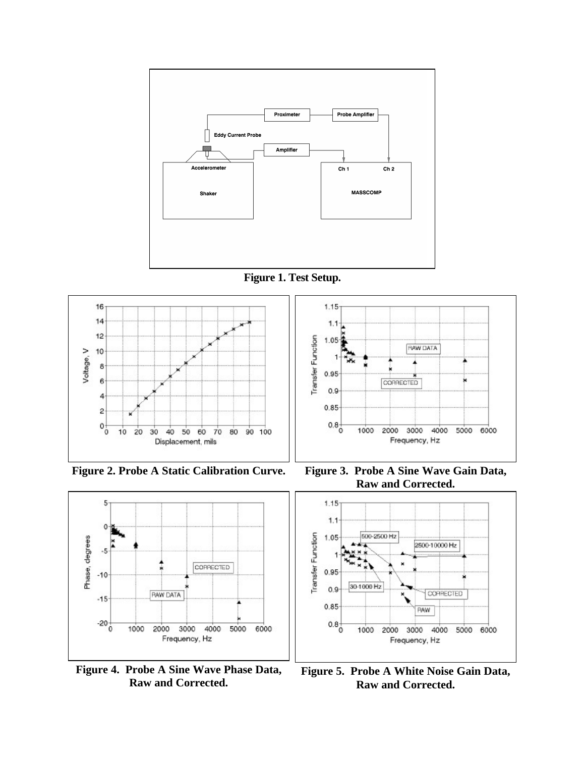Figure 1. Test Setup.

Figure 2. Probe A Static Calibration Curve.

Figure 3. Probe A Sine Wave Gain Data, Raw and Corrected.

Figure 4. Probe A Sine Wave Phase Data, Raw and Corrected.

Figure 5. Probe A White Noise Gain Data, Raw and Corrected.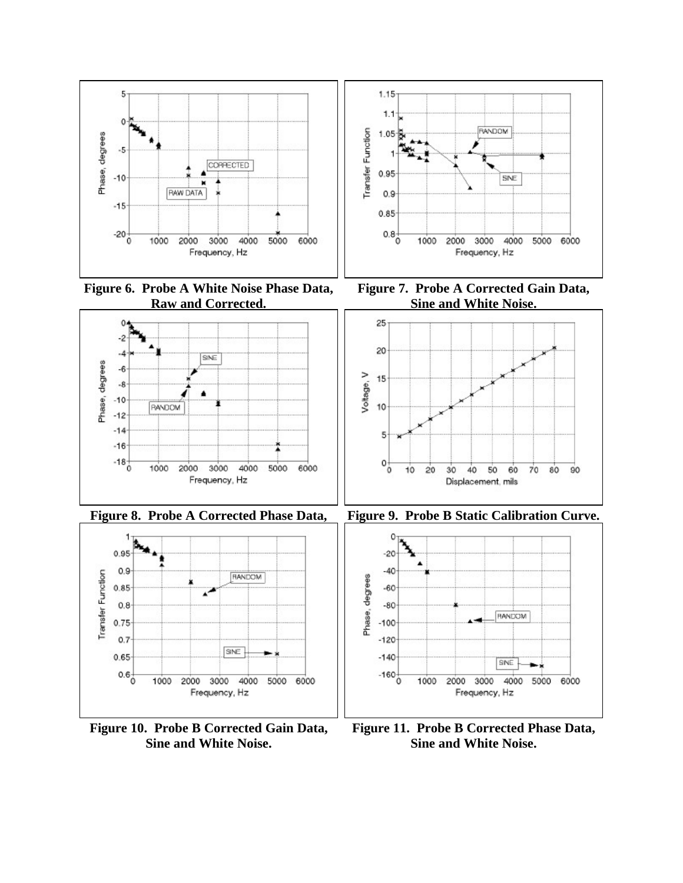Phase, degrees
5
0
-5
-10
-15
-20
0 1000 2000 3000 4000 5000 6000
Frequency, Hz
CORRECTED
RAW DATA

**Figure 6. Probe A White Noise Phase Data, Raw and Corrected.**

Transfer Function
1.15
1.1
1.05
1
0.95
0.9
0.85
0.8
0 1000 2000 3000 4000 5000 6000
Frequency, Hz
RANDOM
SINE

**Figure 7. Probe A Corrected Gain Data, Sine and White Noise.**

Phase, degrees
0
-2
-4
-6
-8
-10
-12
-14
-16
-18
0 1000 2000 3000 4000 5000 6000
Frequency, Hz
SINE
RANDOM

**Figure 8. Probe A Corrected Phase Data,**

Voltage, V
25
20
15
10
5
0
0 10 20 30 40 50 60 70 80 90
Displacement, mils

**Figure 9. Probe B Static Calibration Curve.**

Transfer Function
1
0.95
0.9
0.85
0.8
0.75
0.7
0.65
0.6
0 1000 2000 3000 4000 5000 6000
Frequency, Hz
RANDOM
SINE

**Figure 10. Probe B Corrected Gain Data, Sine and White Noise.**

Phase, degrees
0
-20
-40
-60
-80
-100
-120
-140
-160
0 1000 2000 3000 4000 5000 6000
Frequency, Hz
RANDOM
SINE

**Figure 11. Probe B Corrected Phase Data, Sine and White Noise.**